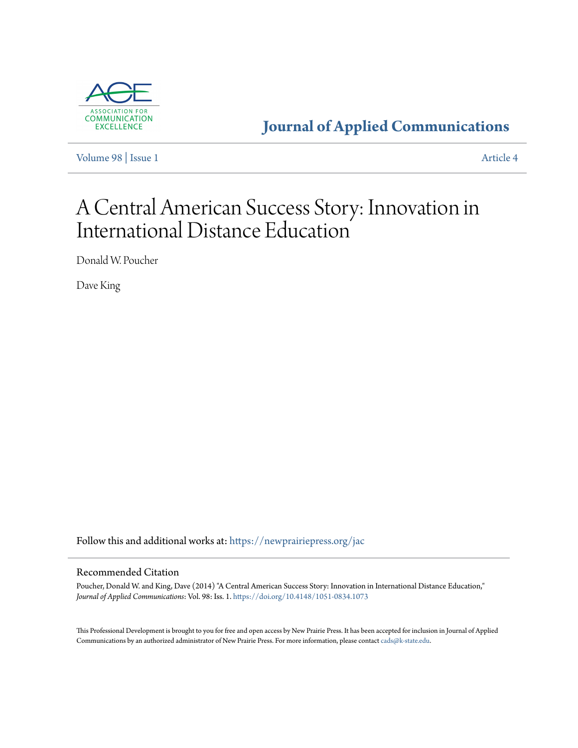Journal of Applied Communications

Volume 98 | Issue 1 Article 4

# A Central American Success Story: Innovation in International Distance Education

Donald W. Poucher

Dave King

Follow this and additional works at: https://newprairiepress.org/jac

## Recommended Citation

Poucher, Donald W. and King, Dave (2014) "A Central American Success Story: Innovation in International Distance Education," *Journal of Applied Communications*: Vol. 98: Iss. 1. https://doi.org/10.4148/1051-0834.1073

This Professional Development is brought to you for free and open access by New Prairie Press. It has been accepted for inclusion in Journal of Applied Communications by an authorized administrator of New Prairie Press. For more information, please contact cads@k-state.edu.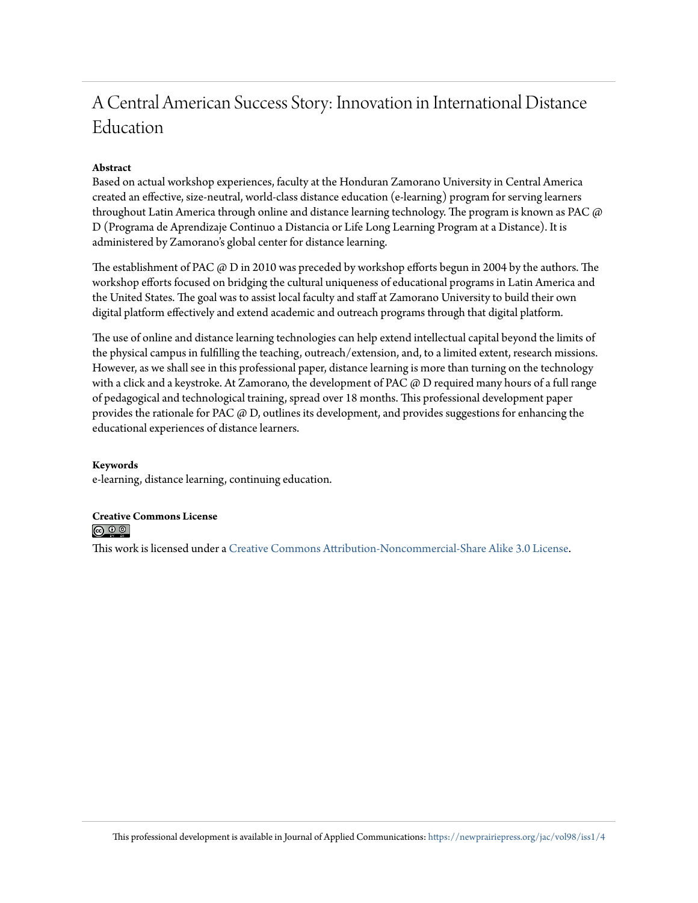# A Central American Success Story: Innovation in International Distance Education

### Abstract

Based on actual workshop experiences, faculty at the Honduran Zamorano University in Central America created an effective, size-neutral, world-class distance education (e-learning) program for serving learners throughout Latin America through online and distance learning technology. The program is known as PAC @ D (Programa de Aprendizaje Continuo a Distancia or Life Long Learning Program at a Distance). It is administered by Zamorano's global center for distance learning.

The establishment of PAC @ D in 2010 was preceded by workshop efforts begun in 2004 by the authors. The workshop efforts focused on bridging the cultural uniqueness of educational programs in Latin America and the United States. The goal was to assist local faculty and staff at Zamorano University to build their own digital platform effectively and extend academic and outreach programs through that digital platform.

The use of online and distance learning technologies can help extend intellectual capital beyond the limits of the physical campus in fulfilling the teaching, outreach/extension, and, to a limited extent, research missions. However, as we shall see in this professional paper, distance learning is more than turning on the technology with a click and a keystroke. At Zamorano, the development of PAC @ D required many hours of a full range of pedagogical and technological training, spread over 18 months. This professional development paper provides the rationale for PAC @ D, outlines its development, and provides suggestions for enhancing the educational experiences of distance learners.

### Keywords

e-learning, distance learning, continuing education.

### Creative Commons License

This work is licensed under a Creative Commons Attribution-Noncommercial-Share Alike 3.0 License.

This professional development is available in Journal of Applied Communications: https://newprairiepress.org/jac/vol98/iss1/4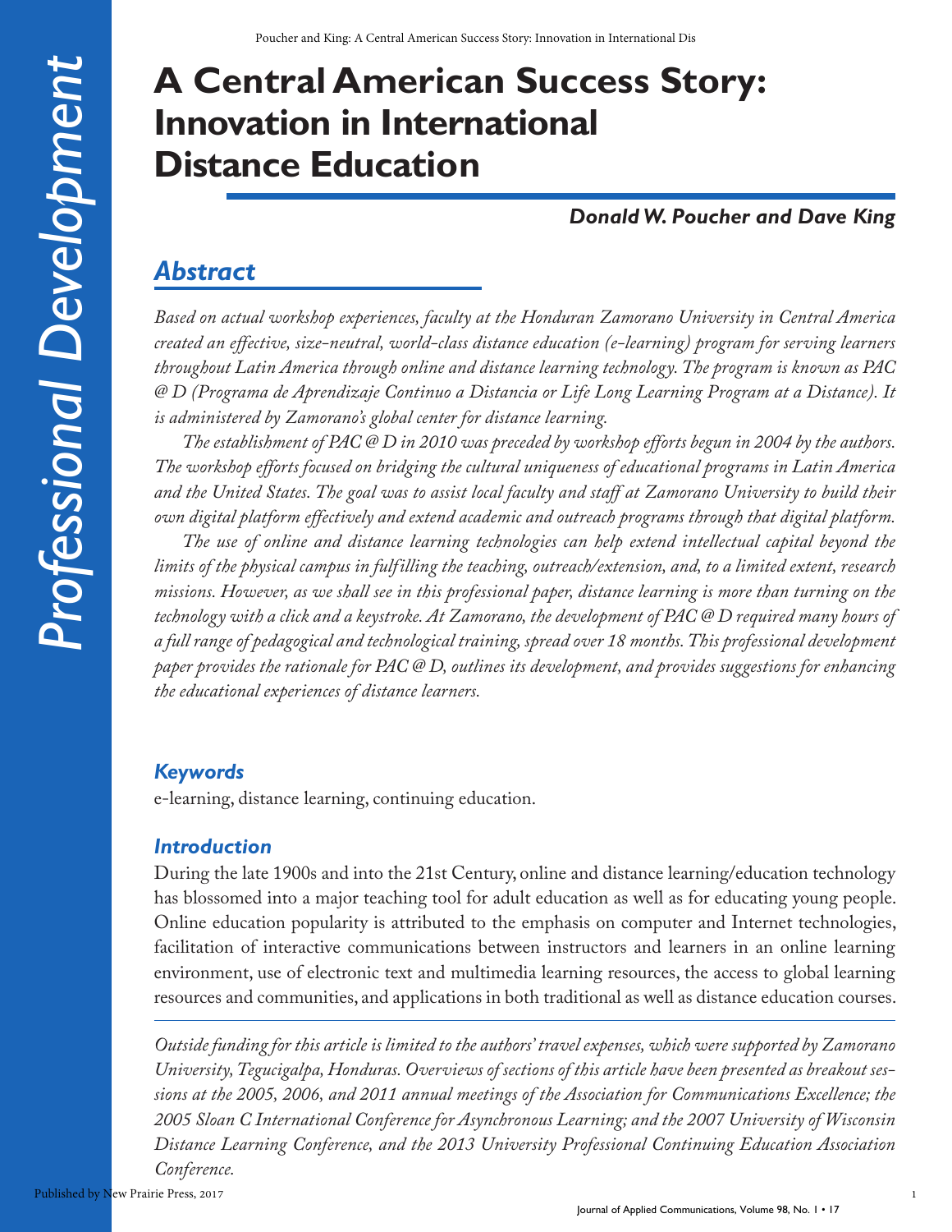# A Central American Success Story: Innovation in International Distance Education

***Donald W. Poucher and Dave King***

## *Abstract*

*Based on actual workshop experiences, faculty at the Honduran Zamorano University in Central America created an effective, size-neutral, world-class distance education (e-learning) program for serving learners throughout Latin America through online and distance learning technology. The program is known as PAC @ D (Programa de Aprendizaje Continuo a Distancia or Life Long Learning Program at a Distance). It is administered by Zamorano's global center for distance learning.*

*The establishment of PAC @ D in 2010 was preceded by workshop efforts begun in 2004 by the authors. The workshop efforts focused on bridging the cultural uniqueness of educational programs in Latin America and the United States. The goal was to assist local faculty and staff at Zamorano University to build their own digital platform effectively and extend academic and outreach programs through that digital platform.*

*The use of online and distance learning technologies can help extend intellectual capital beyond the limits of the physical campus in fulfilling the teaching, outreach/extension, and, to a limited extent, research missions. However, as we shall see in this professional paper, distance learning is more than turning on the technology with a click and a keystroke. At Zamorano, the development of PAC @ D required many hours of a full range of pedagogical and technological training, spread over 18 months. This professional development paper provides the rationale for PAC @ D, outlines its development, and provides suggestions for enhancing the educational experiences of distance learners.*

### *Keywords*

e-learning, distance learning, continuing education.

### *Introduction*

During the late 1900s and into the 21st Century, online and distance learning/education technology has blossomed into a major teaching tool for adult education as well as for educating young people. Online education popularity is attributed to the emphasis on computer and Internet technologies, facilitation of interactive communications between instructors and learners in an online learning environment, use of electronic text and multimedia learning resources, the access to global learning resources and communities, and applications in both traditional as well as distance education courses.

---

*Outside funding for this article is limited to the authors' travel expenses, which were supported by Zamorano University, Tegucigalpa, Honduras. Overviews of sections of this article have been presented as breakout sessions at the 2005, 2006, and 2011 annual meetings of the Association for Communications Excellence; the 2005 Sloan C International Conference for Asynchronous Learning; and the 2007 University of Wisconsin Distance Learning Conference, and the 2013 University Professional Continuing Education Association Conference.*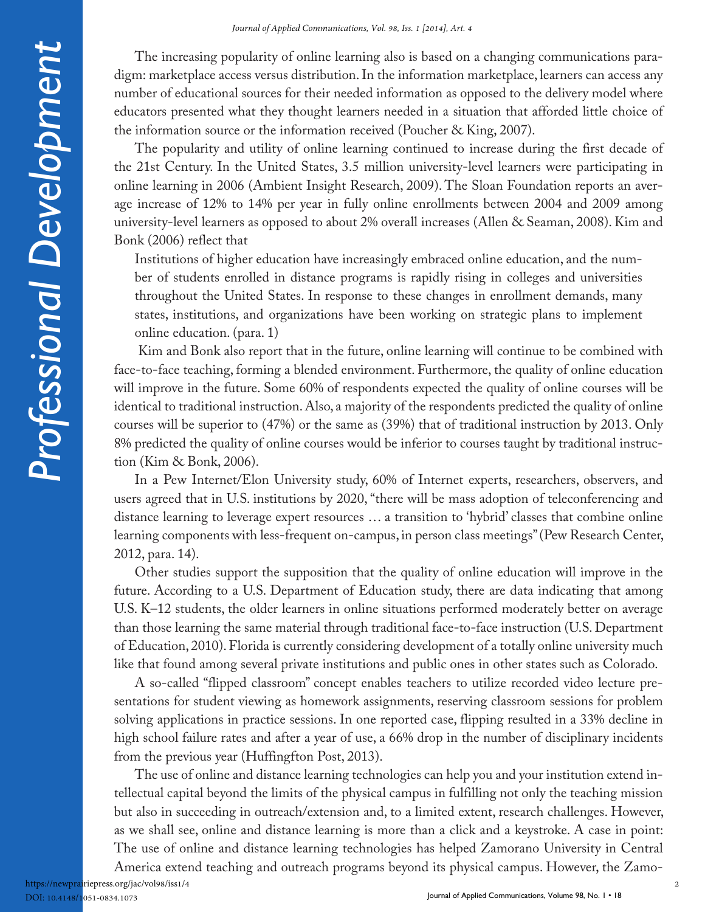The increasing popularity of online learning also is based on a changing communications paradigm: marketplace access versus distribution. In the information marketplace, learners can access any number of educational sources for their needed information as opposed to the delivery model where educators presented what they thought learners needed in a situation that afforded little choice of the information source or the information received (Poucher & King, 2007).

The popularity and utility of online learning continued to increase during the first decade of the 21st Century. In the United States, 3.5 million university-level learners were participating in online learning in 2006 (Ambient Insight Research, 2009). The Sloan Foundation reports an average increase of 12% to 14% per year in fully online enrollments between 2004 and 2009 among university-level learners as opposed to about 2% overall increases (Allen & Seaman, 2008). Kim and Bonk (2006) reflect that

> Institutions of higher education have increasingly embraced online education, and the number of students enrolled in distance programs is rapidly rising in colleges and universities throughout the United States. In response to these changes in enrollment demands, many states, institutions, and organizations have been working on strategic plans to implement online education. (para. 1)

Kim and Bonk also report that in the future, online learning will continue to be combined with face-to-face teaching, forming a blended environment. Furthermore, the quality of online education will improve in the future. Some 60% of respondents expected the quality of online courses will be identical to traditional instruction. Also, a majority of the respondents predicted the quality of online courses will be superior to (47%) or the same as (39%) that of traditional instruction by 2013. Only 8% predicted the quality of online courses would be inferior to courses taught by traditional instruction (Kim & Bonk, 2006).

In a Pew Internet/Elon University study, 60% of Internet experts, researchers, observers, and users agreed that in U.S. institutions by 2020, "there will be mass adoption of teleconferencing and distance learning to leverage expert resources … a transition to 'hybrid' classes that combine online learning components with less-frequent on-campus, in person class meetings" (Pew Research Center, 2012, para. 14).

Other studies support the supposition that the quality of online education will improve in the future. According to a U.S. Department of Education study, there are data indicating that among U.S. K–12 students, the older learners in online situations performed moderately better on average than those learning the same material through traditional face-to-face instruction (U.S. Department of Education, 2010). Florida is currently considering development of a totally online university much like that found among several private institutions and public ones in other states such as Colorado.

A so-called "flipped classroom" concept enables teachers to utilize recorded video lecture presentations for student viewing as homework assignments, reserving classroom sessions for problem solving applications in practice sessions. In one reported case, flipping resulted in a 33% decline in high school failure rates and after a year of use, a 66% drop in the number of disciplinary incidents from the previous year (Huffingfton Post, 2013).

The use of online and distance learning technologies can help you and your institution extend intellectual capital beyond the limits of the physical campus in fulfilling not only the teaching mission but also in succeeding in outreach/extension and, to a limited extent, research challenges. However, as we shall see, online and distance learning is more than a click and a keystroke. A case in point: The use of online and distance learning technologies has helped Zamorano University in Central America extend teaching and outreach programs beyond its physical campus. However, the Zamo-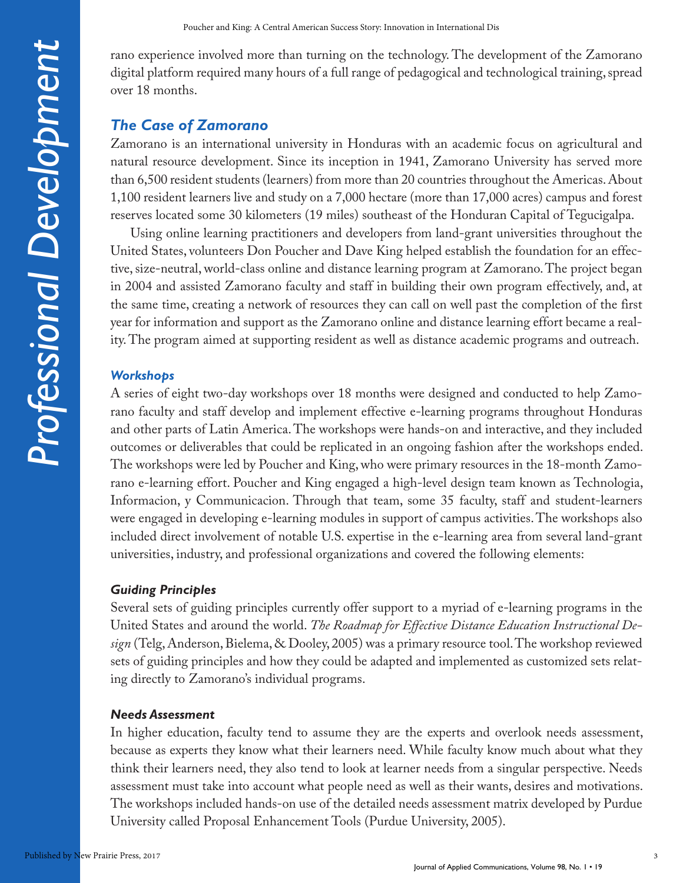rano experience involved more than turning on the technology. The development of the Zamorano digital platform required many hours of a full range of pedagogical and technological training, spread over 18 months.

## *The Case of Zamorano*

Zamorano is an international university in Honduras with an academic focus on agricultural and natural resource development. Since its inception in 1941, Zamorano University has served more than 6,500 resident students (learners) from more than 20 countries throughout the Americas. About 1,100 resident learners live and study on a 7,000 hectare (more than 17,000 acres) campus and forest reserves located some 30 kilometers (19 miles) southeast of the Honduran Capital of Tegucigalpa.

Using online learning practitioners and developers from land-grant universities throughout the United States, volunteers Don Poucher and Dave King helped establish the foundation for an effective, size-neutral, world-class online and distance learning program at Zamorano. The project began in 2004 and assisted Zamorano faculty and staff in building their own program effectively, and, at the same time, creating a network of resources they can call on well past the completion of the first year for information and support as the Zamorano online and distance learning effort became a reality. The program aimed at supporting resident as well as distance academic programs and outreach.

### *Workshops*

A series of eight two-day workshops over 18 months were designed and conducted to help Zamorano faculty and staff develop and implement effective e-learning programs throughout Honduras and other parts of Latin America. The workshops were hands-on and interactive, and they included outcomes or deliverables that could be replicated in an ongoing fashion after the workshops ended. The workshops were led by Poucher and King, who were primary resources in the 18-month Zamorano e-learning effort. Poucher and King engaged a high-level design team known as Technologia, Informacion, y Communicacion. Through that team, some 35 faculty, staff and student-learners were engaged in developing e-learning modules in support of campus activities. The workshops also included direct involvement of notable U.S. expertise in the e-learning area from several land-grant universities, industry, and professional organizations and covered the following elements:

### *Guiding Principles*

Several sets of guiding principles currently offer support to a myriad of e-learning programs in the United States and around the world. *The Roadmap for Effective Distance Education Instructional Design* (Telg, Anderson, Bielema, & Dooley, 2005) was a primary resource tool. The workshop reviewed sets of guiding principles and how they could be adapted and implemented as customized sets relating directly to Zamorano's individual programs.

### *Needs Assessment*

In higher education, faculty tend to assume they are the experts and overlook needs assessment, because as experts they know what their learners need. While faculty know much about what they think their learners need, they also tend to look at learner needs from a singular perspective. Needs assessment must take into account what people need as well as their wants, desires and motivations. The workshops included hands-on use of the detailed needs assessment matrix developed by Purdue University called Proposal Enhancement Tools (Purdue University, 2005).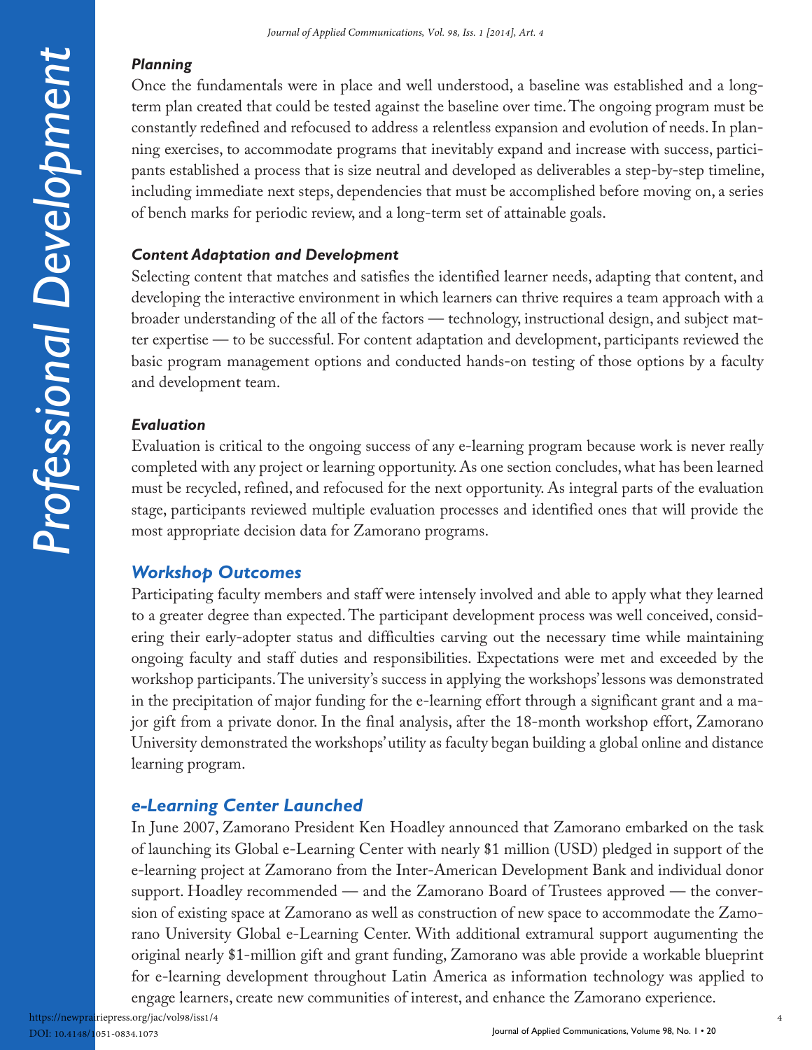#### *Planning*

Once the fundamentals were in place and well understood, a baseline was established and a long-term plan created that could be tested against the baseline over time. The ongoing program must be constantly redefined and refocused to address a relentless expansion and evolution of needs. In planning exercises, to accommodate programs that inevitably expand and increase with success, participants established a process that is size neutral and developed as deliverables a step-by-step timeline, including immediate next steps, dependencies that must be accomplished before moving on, a series of bench marks for periodic review, and a long-term set of attainable goals.

#### *Content Adaptation and Development*

Selecting content that matches and satisfies the identified learner needs, adapting that content, and developing the interactive environment in which learners can thrive requires a team approach with a broader understanding of the all of the factors — technology, instructional design, and subject matter expertise — to be successful. For content adaptation and development, participants reviewed the basic program management options and conducted hands-on testing of those options by a faculty and development team.

#### *Evaluation*

Evaluation is critical to the ongoing success of any e-learning program because work is never really completed with any project or learning opportunity. As one section concludes, what has been learned must be recycled, refined, and refocused for the next opportunity. As integral parts of the evaluation stage, participants reviewed multiple evaluation processes and identified ones that will provide the most appropriate decision data for Zamorano programs.

### *Workshop Outcomes*

Participating faculty members and staff were intensely involved and able to apply what they learned to a greater degree than expected. The participant development process was well conceived, considering their early-adopter status and difficulties carving out the necessary time while maintaining ongoing faculty and staff duties and responsibilities. Expectations were met and exceeded by the workshop participants. The university's success in applying the workshops' lessons was demonstrated in the precipitation of major funding for the e-learning effort through a significant grant and a major gift from a private donor. In the final analysis, after the 18-month workshop effort, Zamorano University demonstrated the workshops' utility as faculty began building a global online and distance learning program.

### *e-Learning Center Launched*

In June 2007, Zamorano President Ken Hoadley announced that Zamorano embarked on the task of launching its Global e-Learning Center with nearly $1 million (USD) pledged in support of the e-learning project at Zamorano from the Inter-American Development Bank and individual donor support. Hoadley recommended — and the Zamorano Board of Trustees approved — the conversion of existing space at Zamorano as well as construction of new space to accommodate the Zamorano University Global e-Learning Center. With additional extramural support augumenting the original nearly $1-million gift and grant funding, Zamorano was able provide a workable blueprint for e-learning development throughout Latin America as information technology was applied to engage learners, create new communities of interest, and enhance the Zamorano experience.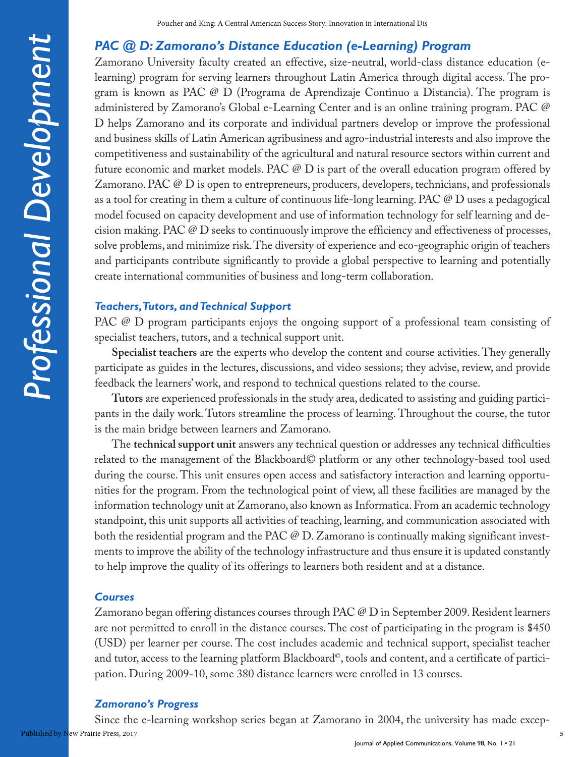## PAC @ D: Zamorano's Distance Education (e-Learning) Program

Zamorano University faculty created an effective, size-neutral, world-class distance education (e-learning) program for serving learners throughout Latin America through digital access. The program is known as PAC @ D (Programa de Aprendizaje Continuo a Distancia). The program is administered by Zamorano's Global e-Learning Center and is an online training program. PAC @ D helps Zamorano and its corporate and individual partners develop or improve the professional and business skills of Latin American agribusiness and agro-industrial interests and also improve the competitiveness and sustainability of the agricultural and natural resource sectors within current and future economic and market models. PAC @ D is part of the overall education program offered by Zamorano. PAC @ D is open to entrepreneurs, producers, developers, technicians, and professionals as a tool for creating in them a culture of continuous life-long learning. PAC @ D uses a pedagogical model focused on capacity development and use of information technology for self learning and decision making. PAC @ D seeks to continuously improve the efficiency and effectiveness of processes, solve problems, and minimize risk. The diversity of experience and eco-geographic origin of teachers and participants contribute significantly to provide a global perspective to learning and potentially create international communities of business and long-term collaboration.

### Teachers, Tutors, and Technical Support

PAC @ D program participants enjoys the ongoing support of a professional team consisting of specialist teachers, tutors, and a technical support unit.

**Specialist teachers** are the experts who develop the content and course activities. They generally participate as guides in the lectures, discussions, and video sessions; they advise, review, and provide feedback the learners' work, and respond to technical questions related to the course.

**Tutors** are experienced professionals in the study area, dedicated to assisting and guiding participants in the daily work. Tutors streamline the process of learning. Throughout the course, the tutor is the main bridge between learners and Zamorano.

The **technical support unit** answers any technical question or addresses any technical difficulties related to the management of the Blackboard© platform or any other technology-based tool used during the course. This unit ensures open access and satisfactory interaction and learning opportunities for the program. From the technological point of view, all these facilities are managed by the information technology unit at Zamorano, also known as Informatica. From an academic technology standpoint, this unit supports all activities of teaching, learning, and communication associated with both the residential program and the PAC @ D. Zamorano is continually making significant investments to improve the ability of the technology infrastructure and thus ensure it is updated constantly to help improve the quality of its offerings to learners both resident and at a distance.

### Courses

Zamorano began offering distances courses through PAC @ D in September 2009. Resident learners are not permitted to enroll in the distance courses. The cost of participating in the program is $450 (USD) per learner per course. The cost includes academic and technical support, specialist teacher and tutor, access to the learning platform Blackboard©, tools and content, and a certificate of participation. During 2009-10, some 380 distance learners were enrolled in 13 courses.

### Zamorano's Progress

Since the e-learning workshop series began at Zamorano in 2004, the university has made excep-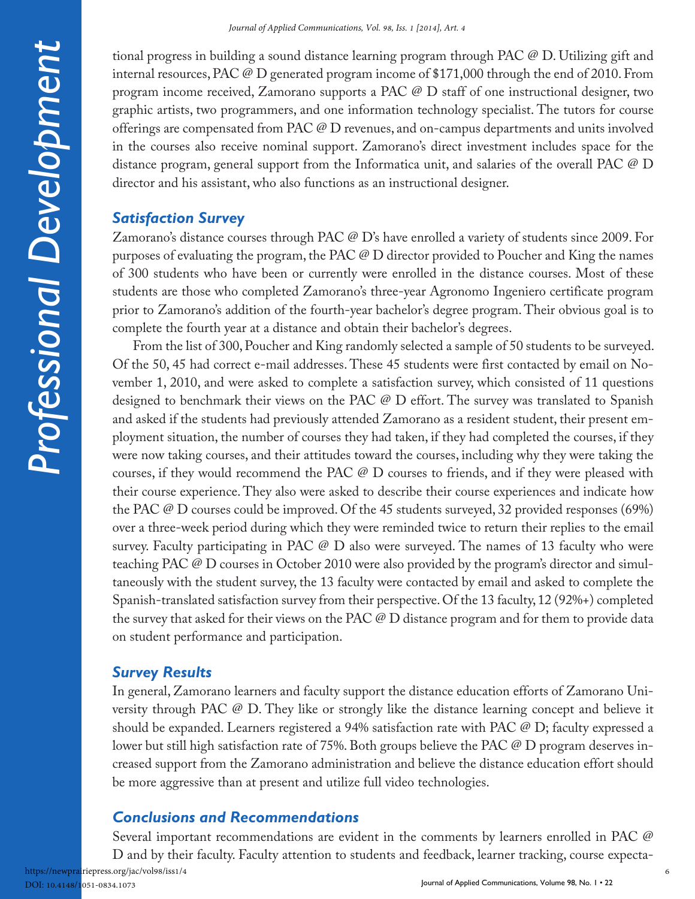tional progress in building a sound distance learning program through PAC @ D. Utilizing gift and internal resources, PAC @ D generated program income of $171,000 through the end of 2010. From program income received, Zamorano supports a PAC @ D staff of one instructional designer, two graphic artists, two programmers, and one information technology specialist. The tutors for course offerings are compensated from PAC @ D revenues, and on-campus departments and units involved in the courses also receive nominal support. Zamorano's direct investment includes space for the distance program, general support from the Informatica unit, and salaries of the overall PAC @ D director and his assistant, who also functions as an instructional designer.

### *Satisfaction Survey*

Zamorano's distance courses through PAC @ D's have enrolled a variety of students since 2009. For purposes of evaluating the program, the PAC @ D director provided to Poucher and King the names of 300 students who have been or currently were enrolled in the distance courses. Most of these students are those who completed Zamorano's three-year Agronomo Ingeniero certificate program prior to Zamorano's addition of the fourth-year bachelor's degree program. Their obvious goal is to complete the fourth year at a distance and obtain their bachelor's degrees.

From the list of 300, Poucher and King randomly selected a sample of 50 students to be surveyed. Of the 50, 45 had correct e-mail addresses. These 45 students were first contacted by email on November 1, 2010, and were asked to complete a satisfaction survey, which consisted of 11 questions designed to benchmark their views on the PAC @ D effort. The survey was translated to Spanish and asked if the students had previously attended Zamorano as a resident student, their present employment situation, the number of courses they had taken, if they had completed the courses, if they were now taking courses, and their attitudes toward the courses, including why they were taking the courses, if they would recommend the PAC @ D courses to friends, and if they were pleased with their course experience. They also were asked to describe their course experiences and indicate how the PAC @ D courses could be improved. Of the 45 students surveyed, 32 provided responses (69%) over a three-week period during which they were reminded twice to return their replies to the email survey. Faculty participating in PAC @ D also were surveyed. The names of 13 faculty who were teaching PAC @ D courses in October 2010 were also provided by the program's director and simultaneously with the student survey, the 13 faculty were contacted by email and asked to complete the Spanish-translated satisfaction survey from their perspective. Of the 13 faculty, 12 (92%+) completed the survey that asked for their views on the PAC @ D distance program and for them to provide data on student performance and participation.

### *Survey Results*

In general, Zamorano learners and faculty support the distance education efforts of Zamorano University through PAC @ D. They like or strongly like the distance learning concept and believe it should be expanded. Learners registered a 94% satisfaction rate with PAC @ D; faculty expressed a lower but still high satisfaction rate of 75%. Both groups believe the PAC @ D program deserves increased support from the Zamorano administration and believe the distance education effort should be more aggressive than at present and utilize full video technologies.

### *Conclusions and Recommendations*

Several important recommendations are evident in the comments by learners enrolled in PAC @ D and by their faculty. Faculty attention to students and feedback, learner tracking, course expecta-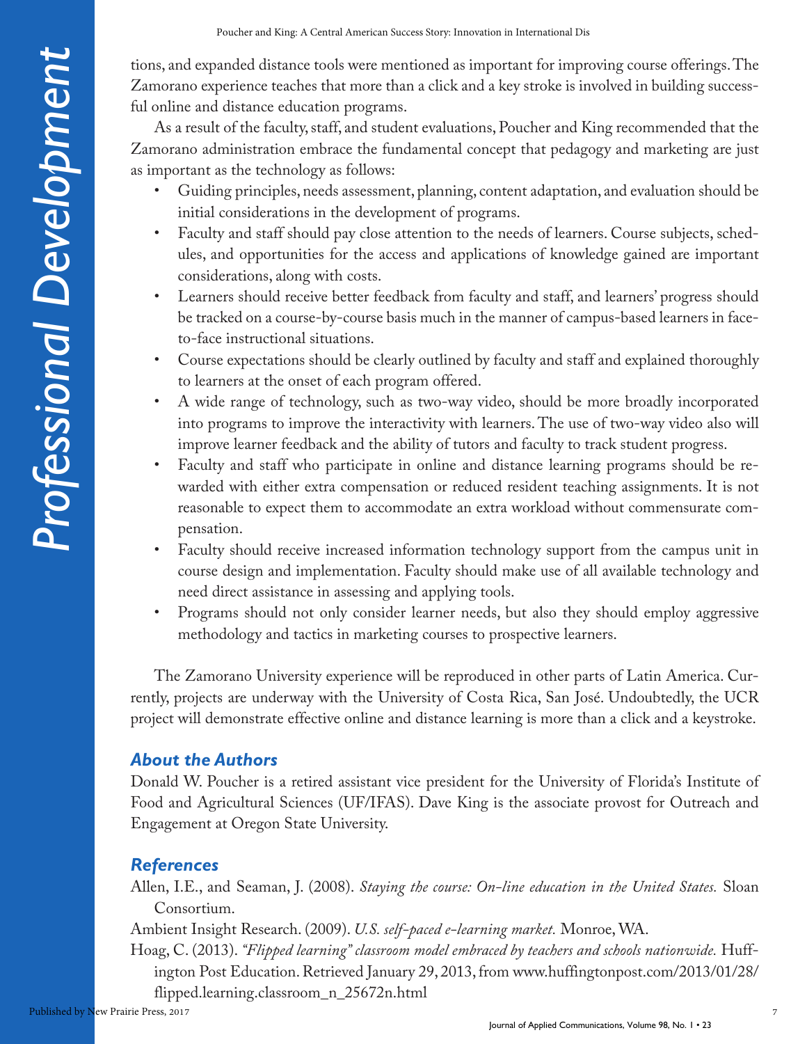tions, and expanded distance tools were mentioned as important for improving course offerings. The Zamorano experience teaches that more than a click and a key stroke is involved in building successful online and distance education programs.

As a result of the faculty, staff, and student evaluations, Poucher and King recommended that the Zamorano administration embrace the fundamental concept that pedagogy and marketing are just as important as the technology as follows:

- Guiding principles, needs assessment, planning, content adaptation, and evaluation should be initial considerations in the development of programs.
- Faculty and staff should pay close attention to the needs of learners. Course subjects, schedules, and opportunities for the access and applications of knowledge gained are important considerations, along with costs.
- Learners should receive better feedback from faculty and staff, and learners' progress should be tracked on a course-by-course basis much in the manner of campus-based learners in face-to-face instructional situations.
- Course expectations should be clearly outlined by faculty and staff and explained thoroughly to learners at the onset of each program offered.
- A wide range of technology, such as two-way video, should be more broadly incorporated into programs to improve the interactivity with learners. The use of two-way video also will improve learner feedback and the ability of tutors and faculty to track student progress.
- Faculty and staff who participate in online and distance learning programs should be rewarded with either extra compensation or reduced resident teaching assignments. It is not reasonable to expect them to accommodate an extra workload without commensurate compensation.
- Faculty should receive increased information technology support from the campus unit in course design and implementation. Faculty should make use of all available technology and need direct assistance in assessing and applying tools.
- Programs should not only consider learner needs, but also they should employ aggressive methodology and tactics in marketing courses to prospective learners.

The Zamorano University experience will be reproduced in other parts of Latin America. Currently, projects are underway with the University of Costa Rica, San José. Undoubtedly, the UCR project will demonstrate effective online and distance learning is more than a click and a keystroke.

## About the Authors

Donald W. Poucher is a retired assistant vice president for the University of Florida's Institute of Food and Agricultural Sciences (UF/IFAS). Dave King is the associate provost for Outreach and Engagement at Oregon State University.

## References

Allen, I.E., and Seaman, J. (2008). *Staying the course: On-line education in the United States.* Sloan Consortium.

Ambient Insight Research. (2009). *U.S. self-paced e-learning market.* Monroe, WA.

Hoag, C. (2013). *"Flipped learning" classroom model embraced by teachers and schools nationwide.* Huffington Post Education. Retrieved January 29, 2013, from www.huffingtonpost.com/2013/01/28/flipped.learning.classroom_n_25672n.html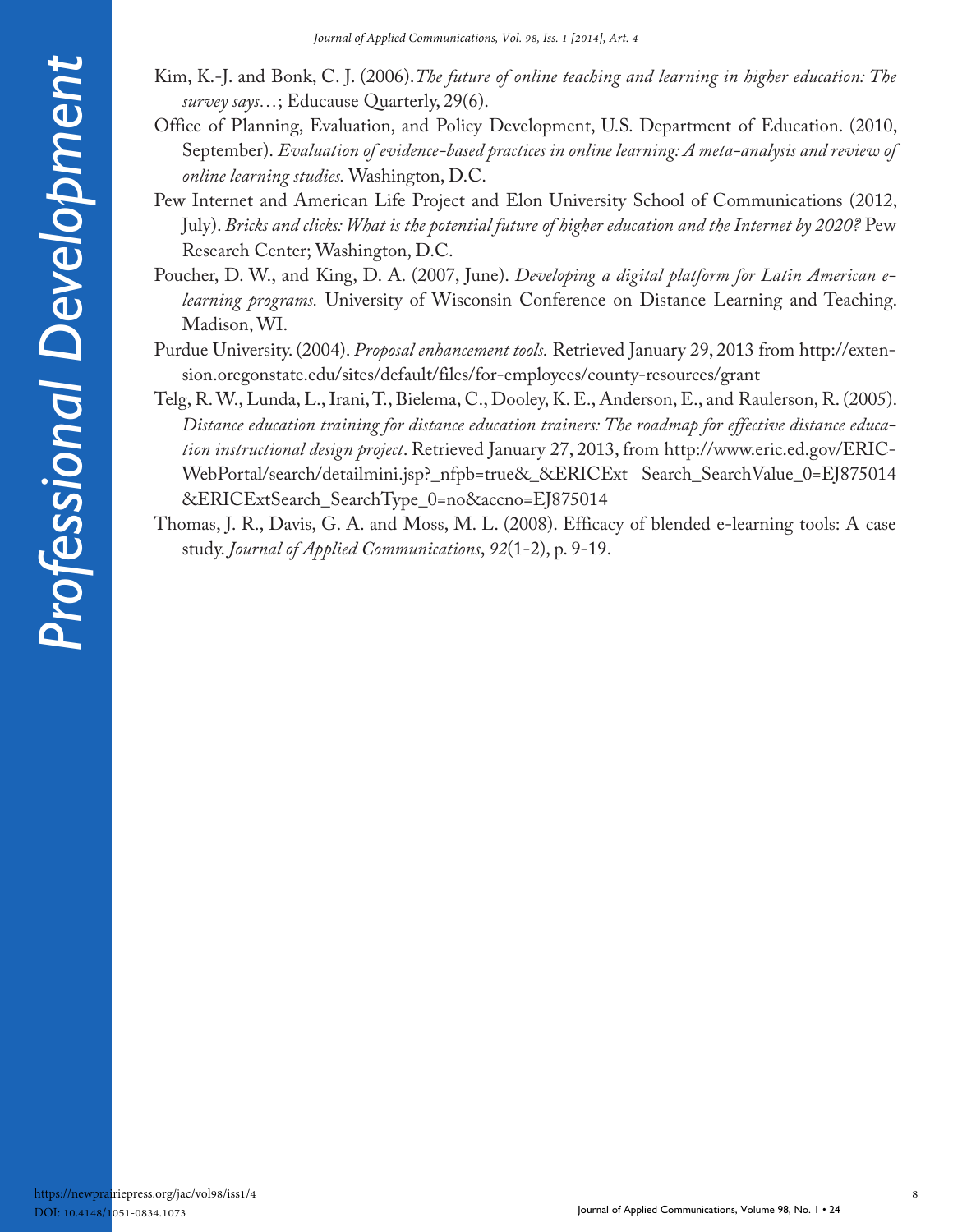Kim, K.-J. and Bonk, C. J. (2006).*The future of online teaching and learning in higher education: The survey says…*; Educause Quarterly, 29(6).

Office of Planning, Evaluation, and Policy Development, U.S. Department of Education. (2010, September). *Evaluation of evidence-based practices in online learning: A meta-analysis and review of online learning studies.* Washington, D.C.

Pew Internet and American Life Project and Elon University School of Communications (2012, July). *Bricks and clicks: What is the potential future of higher education and the Internet by 2020?* Pew Research Center; Washington, D.C.

Poucher, D. W., and King, D. A. (2007, June). *Developing a digital platform for Latin American e-learning programs.* University of Wisconsin Conference on Distance Learning and Teaching. Madison, WI.

Purdue University. (2004). *Proposal enhancement tools.* Retrieved January 29, 2013 from http://extension.oregonstate.edu/sites/default/files/for-employees/county-resources/grant

Telg, R. W., Lunda, L., Irani, T., Bielema, C., Dooley, K. E., Anderson, E., and Raulerson, R. (2005). *Distance education training for distance education trainers: The roadmap for effective distance education instructional design project*. Retrieved January 27, 2013, from http://www.eric.ed.gov/ERICWebPortal/search/detailmini.jsp?_nfpb=true&_&ERICExt Search_SearchValue_0=EJ875014 &ERICExtSearch_SearchType_0=no&accno=EJ875014

Thomas, J. R., Davis, G. A. and Moss, M. L. (2008). Efficacy of blended e-learning tools: A case study. *Journal of Applied Communications*, *92*(1-2), p. 9-19.